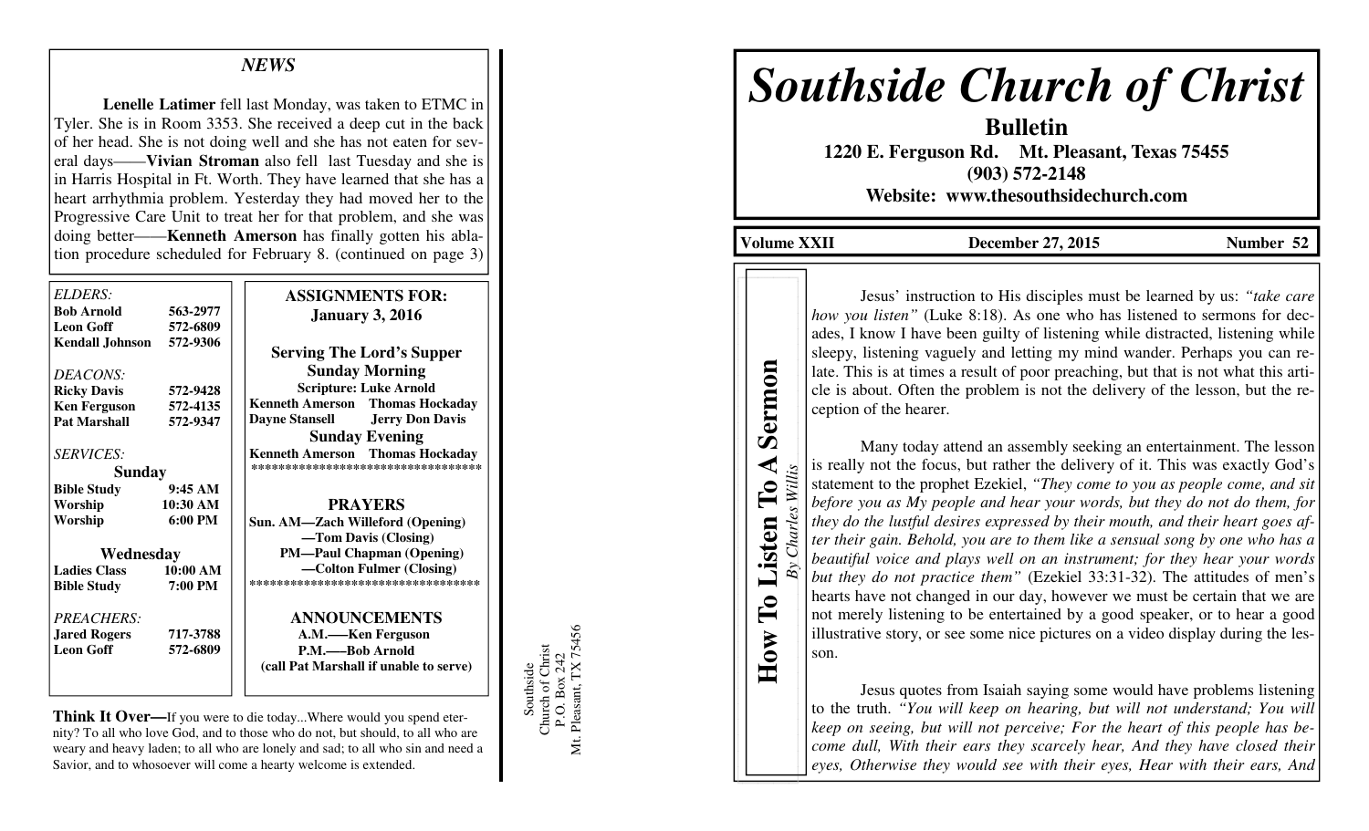## NEWS

**Lenelle Latimer** fell last Monday, was taken to ETMC in Tyler. She is in Room 3353. She received a deep cut in the back of her head. She is not doing well and she has not eaten for several days——**Vivian Stroman** also fell last Tuesday and she is in Harris Hospital in Ft. Worth. They have learned that she has a heart arrhythmia problem. Yesterday they had moved her to the Progressive Care Unit to treat her for that problem, and she was doing better——**Kenneth Amerson** has finally gotten his ablation procedure scheduled for February 8. (continued on page 3)

*ELDERS:*

| | |
|---|---|
| **Bob Arnold** | **563-2977** |
| **Leon Goff** | **572-6809** |
| **Kendall Johnson** | **572-9306** |

*DEACONS:*

| | |
|---|---|
| **Ricky Davis** | **572-9428** |
| **Ken Ferguson** | **572-4135** |
| **Pat Marshall** | **572-9347** |

*SERVICES:*

**Sunday**

| | |
|---|---|
| **Bible Study** | **9:45 AM** |
| **Worship** | **10:30 AM** |
| **Worship** | **6:00 PM** |

**Wednesday**

| | |
|---|---|
| **Ladies Class** | **10:00 AM** |
| **Bible Study** | **7:00 PM** |

*PREACHERS:*

| | |
|---|---|
| **Jared Rogers** | **717-3788** |
| **Leon Goff** | **572-6809** |

**ASSIGNMENTS FOR:**
**January 3, 2016**

**Serving The Lord's Supper**

**Sunday Morning**

**Scripture: Luke Arnold**

**Kenneth Amerson Thomas Hockaday**
**Dayne Stansell Jerry Don Davis**

**Sunday Evening**

**Kenneth Amerson Thomas Hockaday**

**********************************

**PRAYERS**

**Sun. AM—Zach Willeford (Opening)**
**—Tom Davis (Closing)**
**PM—Paul Chapman (Opening)**
**—Colton Fulmer (Closing)**

**********************************

**ANNOUNCEMENTS**

**A.M.——Ken Ferguson**
**P.M.——Bob Arnold**
**(call Pat Marshall if unable to serve)**

**Think It Over—**If you were to die today...Where would you spend eternity? To all who love God, and to those who do not, but should, to all who are weary and heavy laden; to all who are lonely and sad; to all who sin and need a Savior, and to whosoever will come a hearty welcome is extended.

Southside
Church of Christ
P.O. Box 242
Mt. Pleasant, TX 75456

# *Southside Church of Christ*

**Bulletin**

**1220 E. Ferguson Rd. Mt. Pleasant, Texas 75455**
**(903) 572-2148**
**Website: www.thesouthsidechurch.com**

**Volume XXII** **December 27, 2015** **Number 52**

## How To Listen To A Sermon

*By Charles Willis*

Jesus' instruction to His disciples must be learned by us: *"take care how you listen"* (Luke 8:18). As one who has listened to sermons for decades, I know I have been guilty of listening while distracted, listening while sleepy, listening vaguely and letting my mind wander. Perhaps you can relate. This is at times a result of poor preaching, but that is not what this article is about. Often the problem is not the delivery of the lesson, but the reception of the hearer.

Many today attend an assembly seeking an entertainment. The lesson is really not the focus, but rather the delivery of it. This was exactly God's statement to the prophet Ezekiel, *"They come to you as people come, and sit before you as My people and hear your words, but they do not do them, for they do the lustful desires expressed by their mouth, and their heart goes after their gain. Behold, you are to them like a sensual song by one who has a beautiful voice and plays well on an instrument; for they hear your words but they do not practice them"* (Ezekiel 33:31-32). The attitudes of men's hearts have not changed in our day, however we must be certain that we are not merely listening to be entertained by a good speaker, or to hear a good illustrative story, or see some nice pictures on a video display during the lesson.

Jesus quotes from Isaiah saying some would have problems listening to the truth. *"You will keep on hearing, but will not understand; You will keep on seeing, but will not perceive; For the heart of this people has become dull, With their ears they scarcely hear, And they have closed their eyes, Otherwise they would see with their eyes, Hear with their ears, And*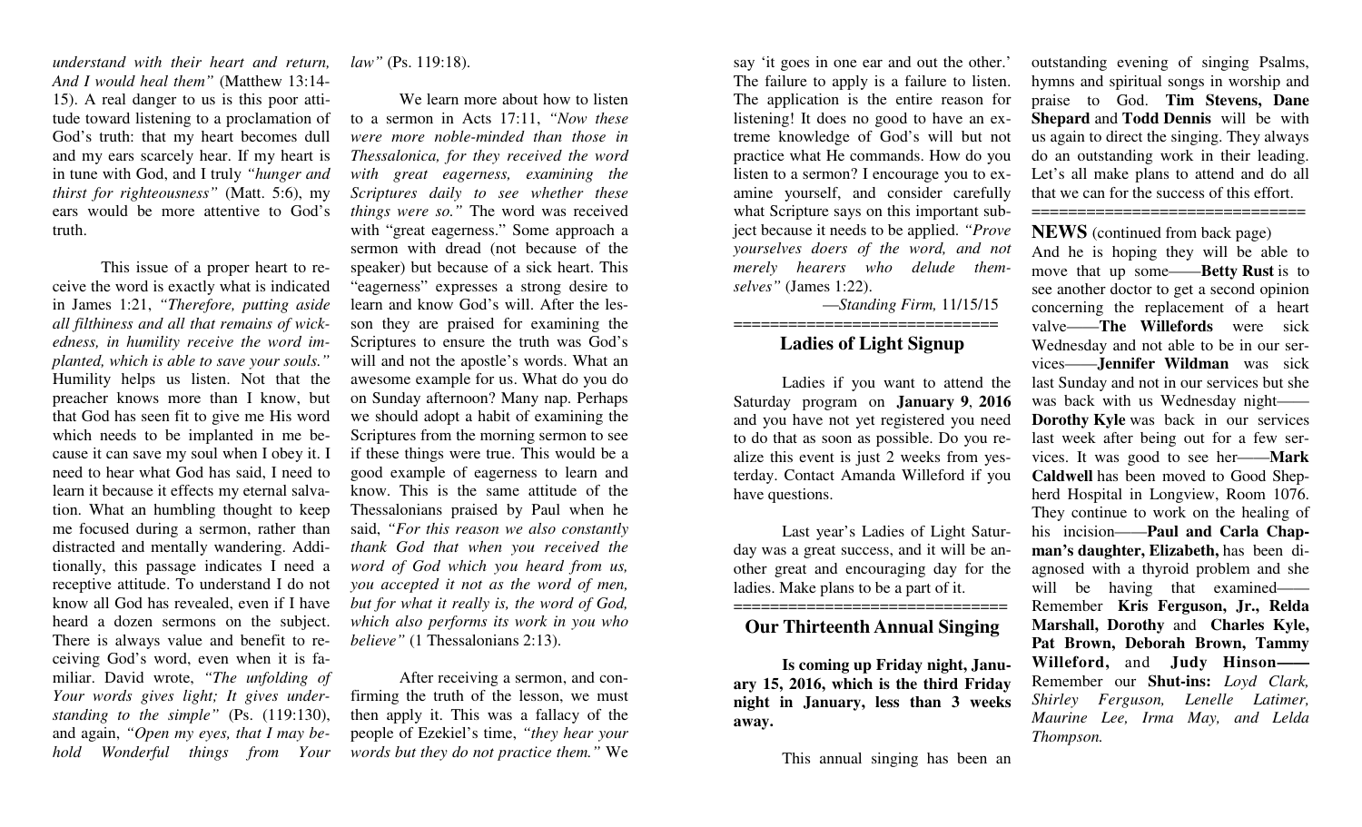*understand with their heart and return, And I would heal them"* (Matthew 13:14-15). A real danger to us is this poor attitude toward listening to a proclamation of God's truth: that my heart becomes dull and my ears scarcely hear. If my heart is in tune with God, and I truly *"hunger and thirst for righteousness"* (Matt. 5:6), my ears would be more attentive to God's truth.

This issue of a proper heart to receive the word is exactly what is indicated in James 1:21, *"Therefore, putting aside all filthiness and all that remains of wickedness, in humility receive the word implanted, which is able to save your souls."* Humility helps us listen. Not that the preacher knows more than I know, but that God has seen fit to give me His word which needs to be implanted in me because it can save my soul when I obey it. I need to hear what God has said, I need to learn it because it effects my eternal salvation. What an humbling thought to keep me focused during a sermon, rather than distracted and mentally wandering. Additionally, this passage indicates I need a receptive attitude. To understand I do not know all God has revealed, even if I have heard a dozen sermons on the subject. There is always value and benefit to receiving God's word, even when it is familiar. David wrote, *"The unfolding of Your words gives light; It gives understanding to the simple"* (Ps. (119:130), and again, *"Open my eyes, that I may behold Wonderful things from Your law"* (Ps. 119:18).

We learn more about how to listen to a sermon in Acts 17:11, *"Now these were more noble-minded than those in Thessalonica, for they received the word with great eagerness, examining the Scriptures daily to see whether these things were so."* The word was received with "great eagerness." Some approach a sermon with dread (not because of the speaker) but because of a sick heart. This "eagerness" expresses a strong desire to learn and know God's will. After the lesson they are praised for examining the Scriptures to ensure the truth was God's will and not the apostle's words. What an awesome example for us. What do you do on Sunday afternoon? Many nap. Perhaps we should adopt a habit of examining the Scriptures from the morning sermon to see if these things were true. This would be a good example of eagerness to learn and know. This is the same attitude of the Thessalonians praised by Paul when he said, *"For this reason we also constantly thank God that when you received the word of God which you heard from us, you accepted it not as the word of men, but for what it really is, the word of God, which also performs its work in you who believe"* (1 Thessalonians 2:13).

After receiving a sermon, and confirming the truth of the lesson, we must then apply it. This was a fallacy of the people of Ezekiel's time, *"they hear your words but they do not practice them."* We say 'it goes in one ear and out the other.' The failure to apply is a failure to listen. The application is the entire reason for listening! It does no good to have an extreme knowledge of God's will but not practice what He commands. How do you listen to a sermon? I encourage you to examine yourself, and consider carefully what Scripture says on this important subject because it needs to be applied. *"Prove yourselves doers of the word, and not merely hearers who delude themselves"* (James 1:22).

—*Standing Firm,* 11/15/15

==============================

## Ladies of Light Signup

Ladies if you want to attend the Saturday program on **January 9**, **2016** and you have not yet registered you need to do that as soon as possible. Do you realize this event is just 2 weeks from yesterday. Contact Amanda Willeford if you have questions.

Last year's Ladies of Light Saturday was a great success, and it will be another great and encouraging day for the ladies. Make plans to be a part of it.

==============================

## Our Thirteenth Annual Singing

**Is coming up Friday night, January 15, 2016, which is the third Friday night in January, less than 3 weeks away.**

This annual singing has been an outstanding evening of singing Psalms, hymns and spiritual songs in worship and praise to God. **Tim Stevens, Dane Shepard** and **Todd Dennis** will be with us again to direct the singing. They always do an outstanding work in their leading. Let's all make plans to attend and do all that we can for the success of this effort.

==============================

**NEWS** (continued from back page)

And he is hoping they will be able to move that up some——**Betty Rust** is to see another doctor to get a second opinion concerning the replacement of a heart valve——**The Willefords** were sick Wednesday and not able to be in our services——**Jennifer Wildman** was sick last Sunday and not in our services but she was back with us Wednesday night——**Dorothy Kyle** was back in our services last week after being out for a few services. It was good to see her——**Mark Caldwell** has been moved to Good Shepherd Hospital in Longview, Room 1076. They continue to work on the healing of his incision——**Paul and Carla Chapman's daughter, Elizabeth,** has been diagnosed with a thyroid problem and she will be having that examined——Remember **Kris Ferguson, Jr., Relda Marshall, Dorothy** and **Charles Kyle, Pat Brown, Deborah Brown, Tammy Willeford,** and **Judy Hinson——** Remember our **Shut-ins:** *Loyd Clark, Shirley Ferguson, Lenelle Latimer, Maurine Lee, Irma May, and Lelda Thompson.*